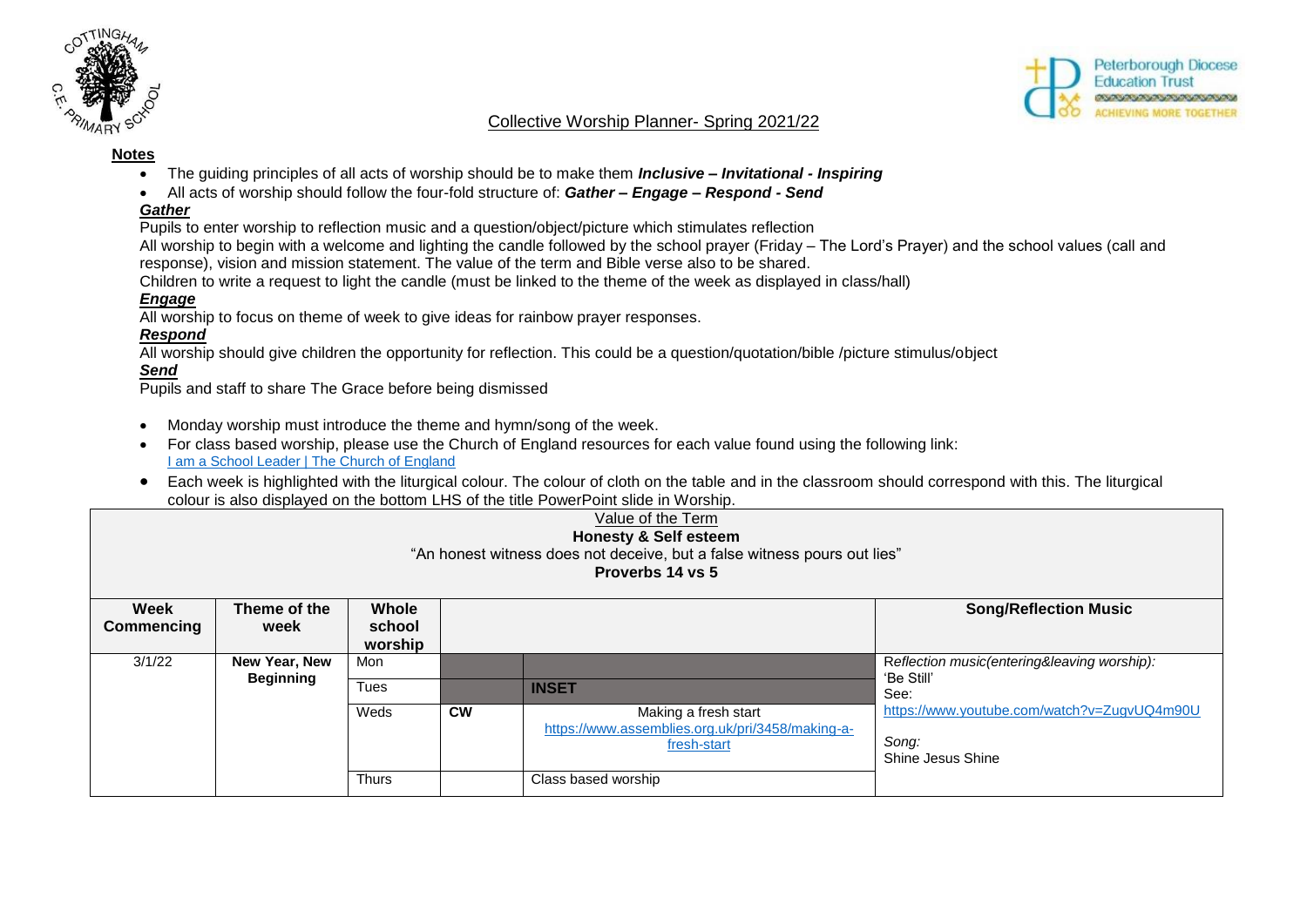## Collective Worship Planner- Spring 2021/22

**Notes**

- The guiding principles of all acts of worship should be to make them ***Inclusive – Invitational - Inspiring***
- All acts of worship should follow the four-fold structure of: ***Gather – Engage – Respond - Send***

***Gather***

Pupils to enter worship to reflection music and a question/object/picture which stimulates reflection

All worship to begin with a welcome and lighting the candle followed by the school prayer (Friday – The Lord's Prayer) and the school values (call and response), vision and mission statement. The value of the term and Bible verse also to be shared.

Children to write a request to light the candle (must be linked to the theme of the week as displayed in class/hall)

***Engage***

All worship to focus on theme of week to give ideas for rainbow prayer responses.

***Respond***

All worship should give children the opportunity for reflection. This could be a question/quotation/bible /picture stimulus/object

***Send***

Pupils and staff to share The Grace before being dismissed

- Monday worship must introduce the theme and hymn/song of the week.
- For class based worship, please use the Church of England resources for each value found using the following link: [I am a School Leader | The Church of England]
- Each week is highlighted with the liturgical colour. The colour of cloth on the table and in the classroom should correspond with this. The liturgical colour is also displayed on the bottom LHS of the title PowerPoint slide in Worship.

Value of the Term

**Honesty & Self esteem**

"An honest witness does not deceive, but a false witness pours out lies"

**Proverbs 14 vs 5**

| Week Commencing | Theme of the week | Whole school worship | | | Song/Reflection Music |
|---|---|---|---|---|---|
| 3/1/22 | **New Year, New Beginning** | Mon | | | *Reflection music(entering&leaving worship):* 'Be Still' See: https://www.youtube.com/watch?v=ZugvUQ4m90U *Song:* Shine Jesus Shine |
| | | Tues | | **INSET** | |
| | | Weds | **CW** | Making a fresh start https://www.assemblies.org.uk/pri/3458/making-a-fresh-start | |
| | | Thurs | | Class based worship | |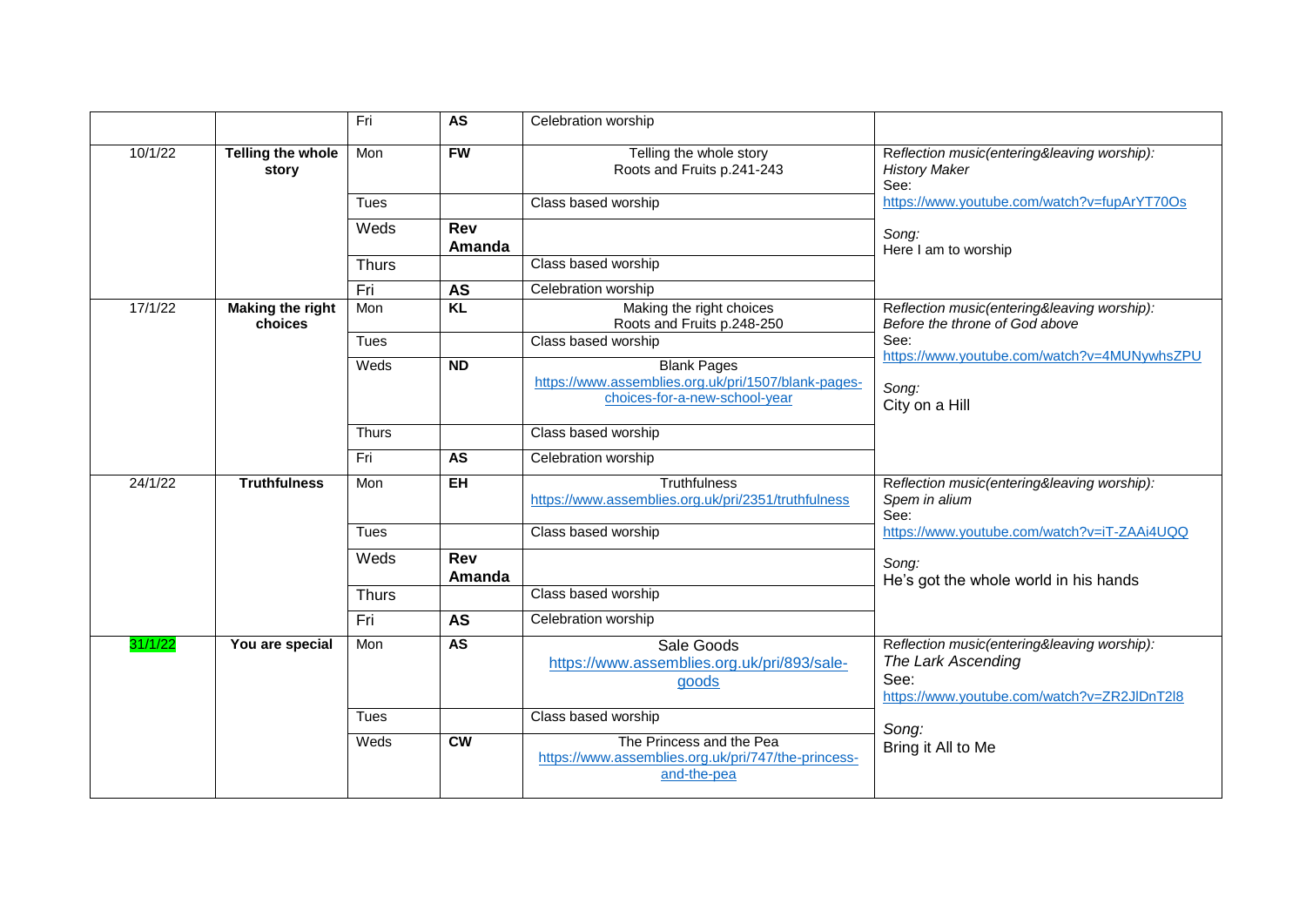| | | Fri | **AS** | Celebration worship | |
|---|---|---|---|---|---|
| 10/1/22 | **Telling the whole story** | Mon | **FW** | Telling the whole story<br>Roots and Fruits p.241-243 | *Reflection music(entering&leaving worship):*<br>*History Maker*<br>See:<br>https://www.youtube.com/watch?v=fupArYT70Os<br><br>*Song:*<br>Here I am to worship |
| | | Tues | | Class based worship | |
| | | Weds | **Rev Amanda** | | |
| | | Thurs | | Class based worship | |
| | | Fri | **AS** | Celebration worship | |
| 17/1/22 | **Making the right choices** | Mon | **KL** | Making the right choices<br>Roots and Fruits p.248-250 | *Reflection music(entering&leaving worship):*<br>*Before the throne of God above*<br>See:<br>https://www.youtube.com/watch?v=4MUNywhsZPU<br><br>*Song:*<br>City on a Hill |
| | | Tues | | Class based worship | |
| | | Weds | **ND** | Blank Pages<br>https://www.assemblies.org.uk/pri/1507/blank-pages-choices-for-a-new-school-year | |
| | | Thurs | | Class based worship | |
| | | Fri | **AS** | Celebration worship | |
| 24/1/22 | **Truthfulness** | Mon | **EH** | Truthfulness<br>https://www.assemblies.org.uk/pri/2351/truthfulness | *Reflection music(entering&leaving worship):*<br>*Spem in alium*<br>See:<br>https://www.youtube.com/watch?v=iT-ZAAi4UQQ<br><br>*Song:*<br>He's got the whole world in his hands |
| | | Tues | | Class based worship | |
| | | Weds | **Rev Amanda** | | |
| | | Thurs | | Class based worship | |
| | | Fri | **AS** | Celebration worship | |
| 31/1/22 | **You are special** | Mon | **AS** | Sale Goods<br>https://www.assemblies.org.uk/pri/893/sale-goods | *Reflection music(entering&leaving worship):*<br>*The Lark Ascending*<br>See:<br>https://www.youtube.com/watch?v=ZR2JlDnT2I8<br><br>*Song:*<br>Bring it All to Me |
| | | Tues | | Class based worship | |
| | | Weds | **CW** | The Princess and the Pea<br>https://www.assemblies.org.uk/pri/747/the-princess-and-the-pea | |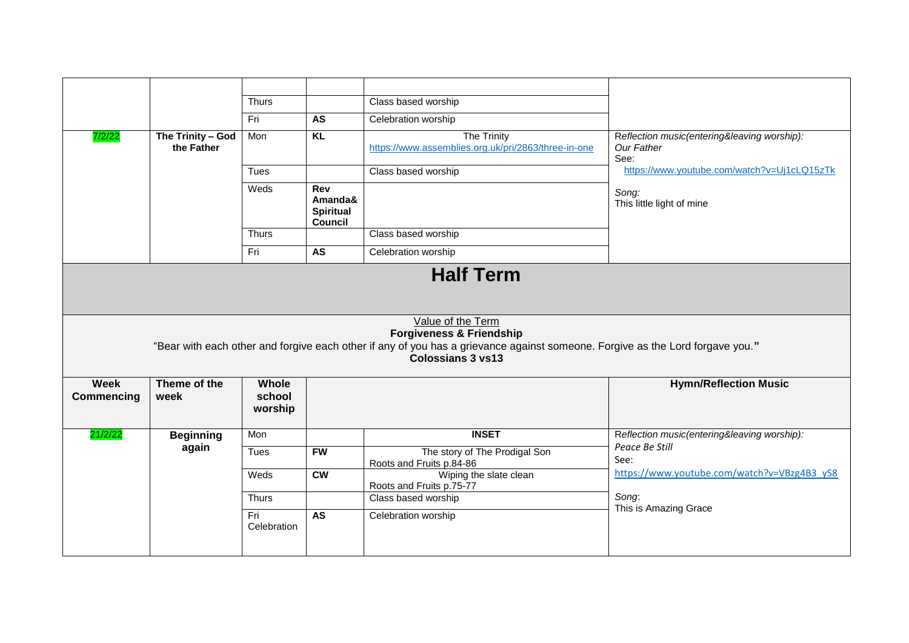| | | | | | |
|---|---|---|---|---|---|
| | | | | | |
| | | Thurs | | Class based worship | |
| | | Fri | **AS** | Celebration worship | |
| 7/2/22 | **The Trinity – God the Father** | Mon | **KL** | The Trinity https://www.assemblies.org.uk/pri/2863/three-in-one | *Reflection music(entering&leaving worship):* *Our Father* See: https://www.youtube.com/watch?v=Uj1cLQ15zTk *Song:* This little light of mine |
| | | Tues | | Class based worship | |
| | | Weds | **Rev Amanda& Spiritual Council** | | |
| | | Thurs | | Class based worship | |
| | | Fri | **AS** | Celebration worship | |

# Half Term

Value of the Term

**Forgiveness & Friendship**

"Bear with each other and forgive each other if any of you has a grievance against someone. Forgive as the Lord forgave you."

**Colossians 3 vs13**

| Week Commencing | Theme of the week | Whole school worship | | | Hymn/Reflection Music |
|---|---|---|---|---|---|
| 21/2/22 | **Beginning again** | Mon | | **INSET** | *Reflection music(entering&leaving worship):* *Peace Be Still* See: https://www.youtube.com/watch?v=VBzg4B3_yS8 *Song*: This is Amazing Grace |
| | | Tues | **FW** | The story of The Prodigal Son Roots and Fruits p.84-86 | |
| | | Weds | **CW** | Wiping the slate clean Roots and Fruits p.75-77 | |
| | | Thurs | | Class based worship | |
| | | Fri Celebration | **AS** | Celebration worship | |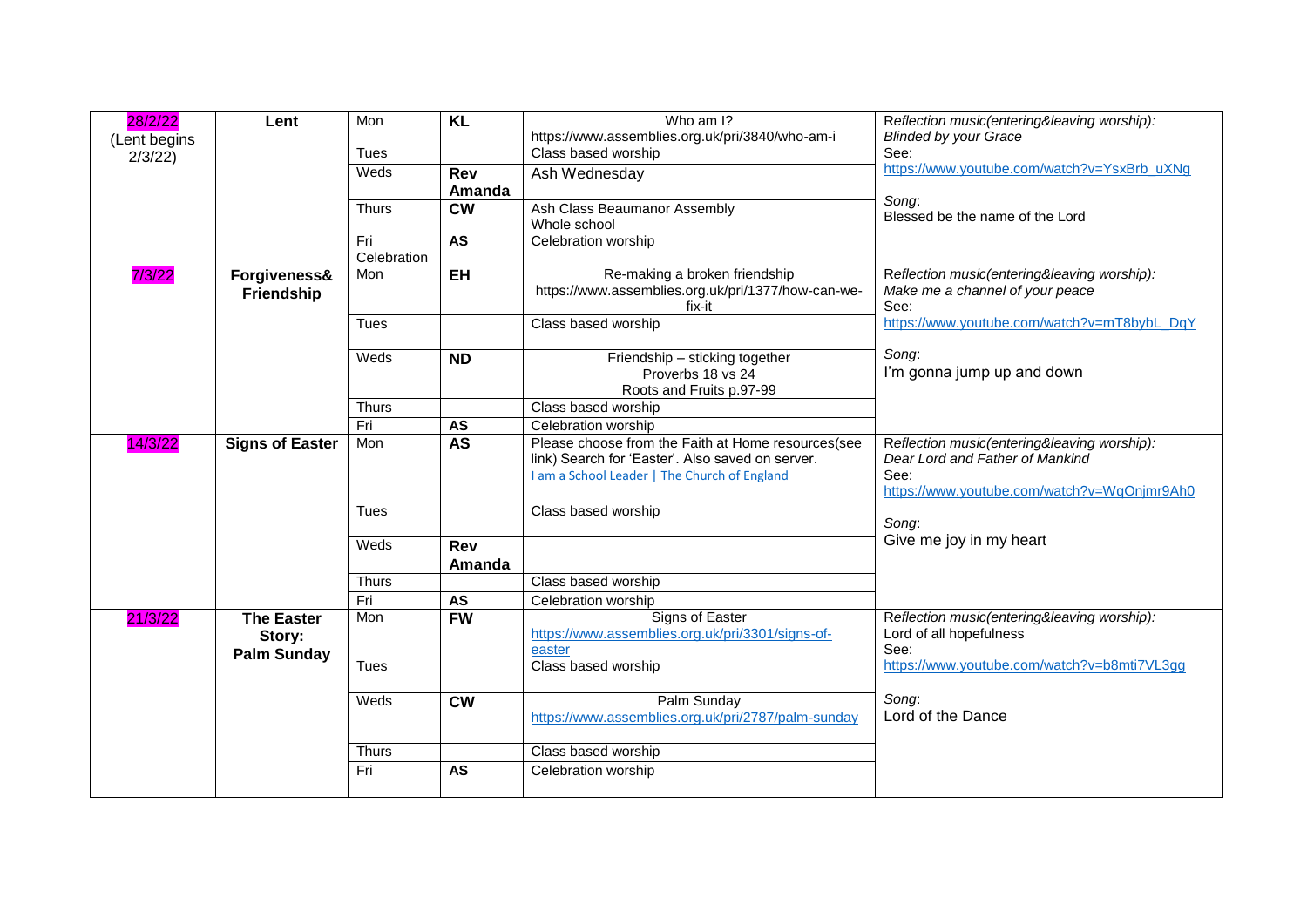| | | | | | |
|---|---|---|---|---|---|
| 28/2/22 (Lent begins 2/3/22) | **Lent** | Mon | **KL** | Who am I? https://www.assemblies.org.uk/pri/3840/who-am-i | *Reflection music(entering&leaving worship): Blinded by your Grace* See: https://www.youtube.com/watch?v=YsxBrb_uXNg *Song*: Blessed be the name of the Lord |
| | | Tues | | Class based worship | |
| | | Weds | **Rev Amanda** | Ash Wednesday | |
| | | Thurs | **CW** | Ash Class Beaumanor Assembly Whole school | |
| | | Fri Celebration | **AS** | Celebration worship | |
| 7/3/22 | **Forgiveness& Friendship** | Mon | **EH** | Re-making a broken friendship https://www.assemblies.org.uk/pri/1377/how-can-we-fix-it | *Reflection music(entering&leaving worship): Make me a channel of your peace* See: https://www.youtube.com/watch?v=mT8bybL_DqY *Song*: I'm gonna jump up and down |
| | | Tues | | Class based worship | |
| | | Weds | **ND** | Friendship – sticking together Proverbs 18 vs 24 Roots and Fruits p.97-99 | |
| | | Thurs | | Class based worship | |
| | | Fri | **AS** | Celebration worship | |
| 14/3/22 | **Signs of Easter** | Mon | **AS** | Please choose from the Faith at Home resources(see link) Search for 'Easter'. Also saved on server. I am a School Leader \| The Church of England | *Reflection music(entering&leaving worship): Dear Lord and Father of Mankind* See: https://www.youtube.com/watch?v=WqOnjmr9Ah0 *Song*: Give me joy in my heart |
| | | Tues | | Class based worship | |
| | | Weds | **Rev Amanda** | | |
| | | Thurs | | Class based worship | |
| | | Fri | **AS** | Celebration worship | |
| 21/3/22 | **The Easter Story: Palm Sunday** | Mon | **FW** | Signs of Easter https://www.assemblies.org.uk/pri/3301/signs-of-easter | *Reflection music(entering&leaving worship):* Lord of all hopefulness See: https://www.youtube.com/watch?v=b8mti7VL3gg *Song*: Lord of the Dance |
| | | Tues | | Class based worship | |
| | | Weds | **CW** | Palm Sunday https://www.assemblies.org.uk/pri/2787/palm-sunday | |
| | | Thurs | | Class based worship | |
| | | Fri | **AS** | Celebration worship | |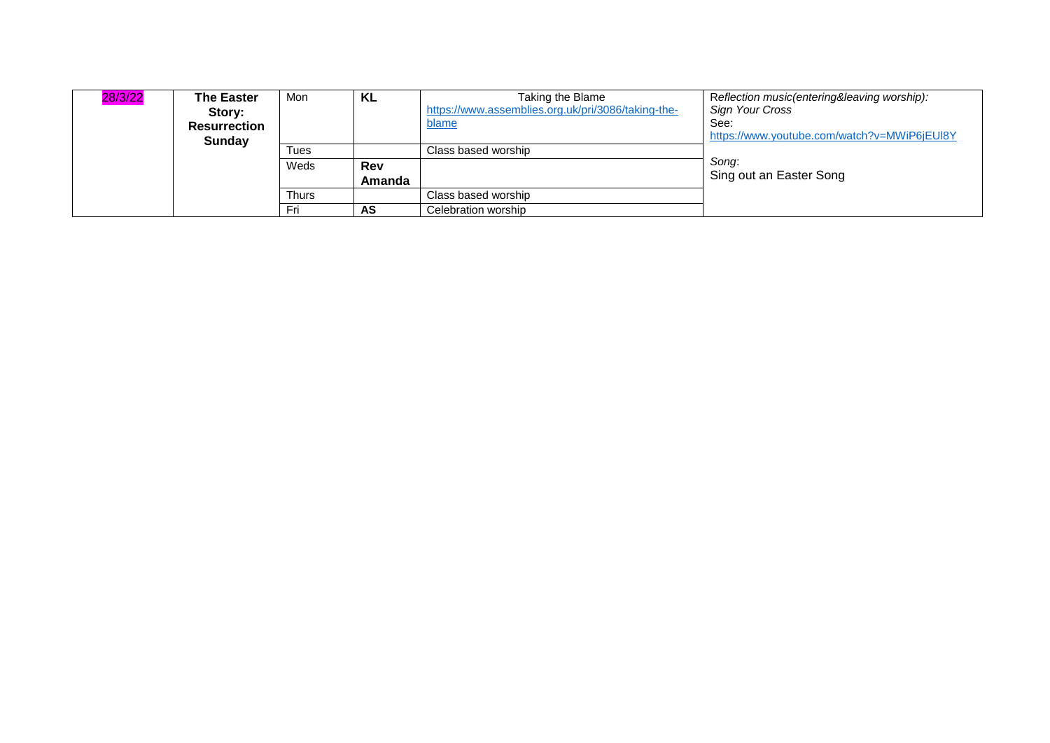| | | | | | |
|---|---|---|---|---|---|
| 28/3/22 | **The Easter Story: Resurrection Sunday** | Mon | **KL** | Taking the Blame<br>https://www.assemblies.org.uk/pri/3086/taking-the-blame | *Reflection music(entering&leaving worship):*<br>*Sign Your Cross*<br>See:<br>https://www.youtube.com/watch?v=MWiP6jEUl8Y<br><br>*Song*:<br>Sing out an Easter Song |
| | | Tues | | Class based worship | |
| | | Weds | **Rev Amanda** | | |
| | | Thurs | | Class based worship | |
| | | Fri | **AS** | Celebration worship | |